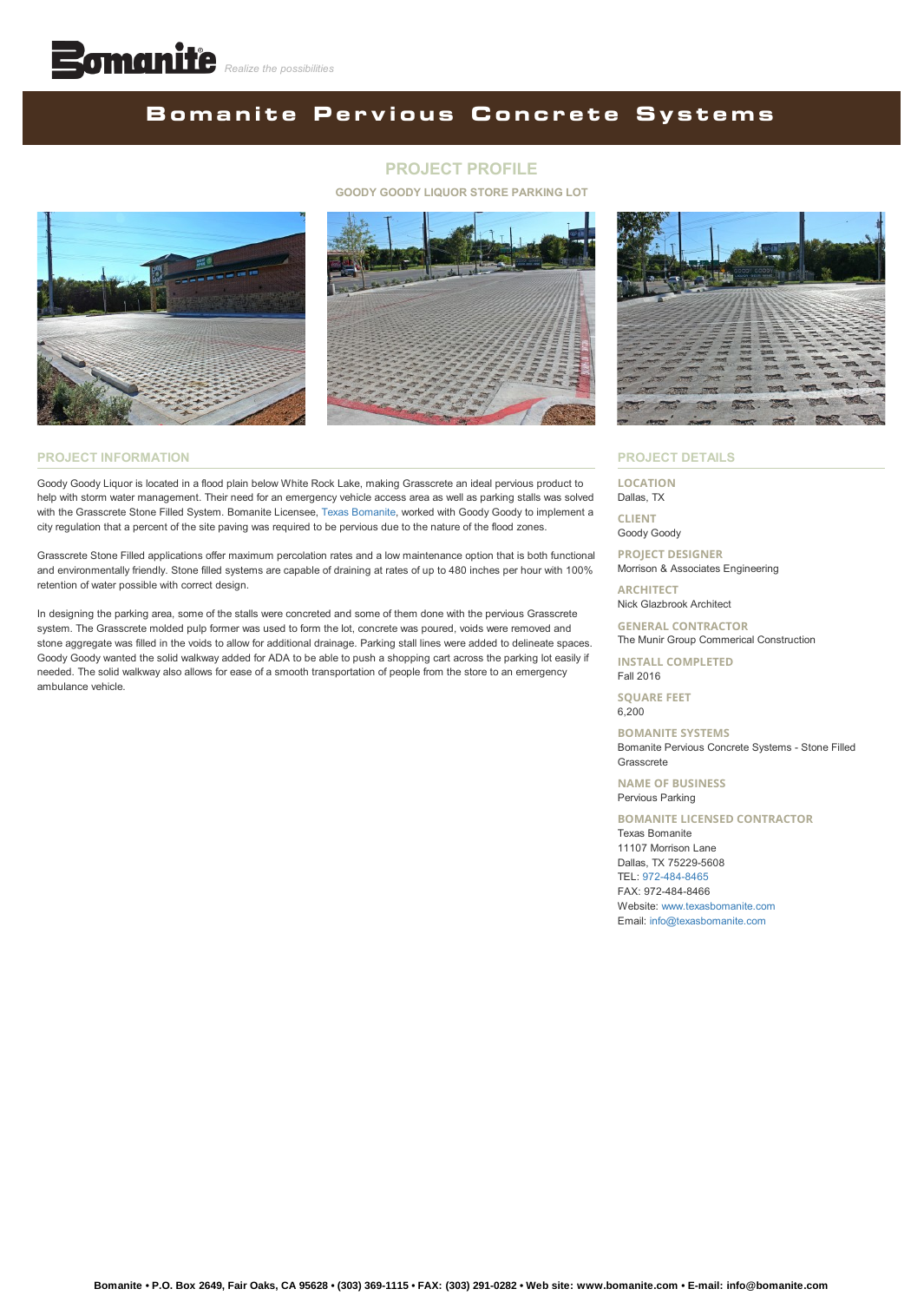Bomanite *Realize the possibilities*

# Bomanite Pervious Concrete Systems

## PROJECT PROFILE

### GOODY GOODY LIQUOR STORE PARKING LOT

## PROJECT INFORMATION

Goody Goody Liquor is located in a flood plain below White Rock Lake, making Grasscrete an ideal pervious product to help with storm water management. Their need for an emergency vehicle access area as well as parking stalls was solved with the Grasscrete Stone Filled System. Bomanite Licensee, Texas Bomanite, worked with Goody Goody to implement a city regulation that a percent of the site paving was required to be pervious due to the nature of the flood zones.

Grasscrete Stone Filled applications offer maximum percolation rates and a low maintenance option that is both functional and environmentally friendly. Stone filled systems are capable of draining at rates of up to 480 inches per hour with 100% retention of water possible with correct design.

In designing the parking area, some of the stalls were concreted and some of them done with the pervious Grasscrete system. The Grasscrete molded pulp former was used to form the lot, concrete was poured, voids were removed and stone aggregate was filled in the voids to allow for additional drainage. Parking stall lines were added to delineate spaces. Goody Goody wanted the solid walkway added for ADA to be able to push a shopping cart across the parking lot easily if needed. The solid walkway also allows for ease of a smooth transportation of people from the store to an emergency ambulance vehicle.

## PROJECT DETAILS

**LOCATION**
Dallas, TX

**CLIENT**
Goody Goody

**PROJECT DESIGNER**
Morrison & Associates Engineering

**ARCHITECT**
Nick Glazbrook Architect

**GENERAL CONTRACTOR**
The Munir Group Commerical Construction

**INSTALL COMPLETED**
Fall 2016

**SQUARE FEET**
6,200

**BOMANITE SYSTEMS**
Bomanite Pervious Concrete Systems - Stone Filled Grasscrete

**NAME OF BUSINESS**
Pervious Parking

**BOMANITE LICENSED CONTRACTOR**
Texas Bomanite
11107 Morrison Lane
Dallas, TX 75229-5608
TEL: 972-484-8465
FAX: 972-484-8466
Website: www.texasbomanite.com
Email: info@texasbomanite.com

**Bomanite • P.O. Box 2649, Fair Oaks, CA 95628 • (303) 369-1115 • FAX: (303) 291-0282 • Web site: www.bomanite.com • E-mail: info@bomanite.com**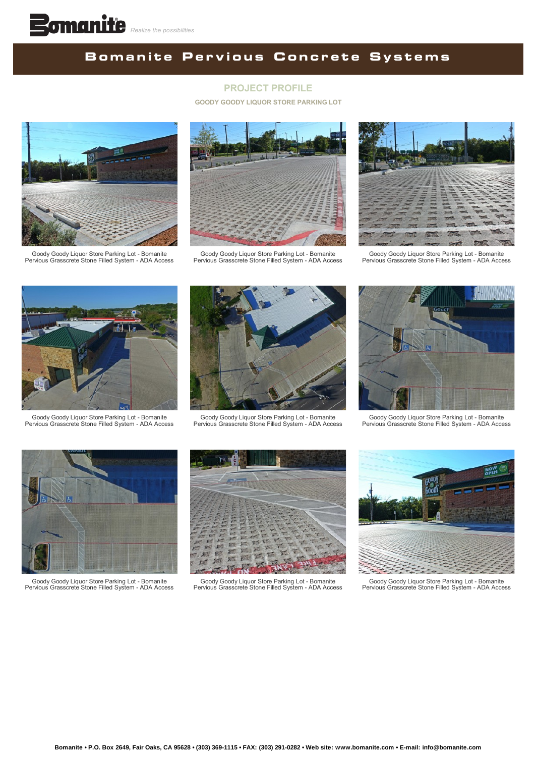Bomanite *Realize the possibilities*

# Bomanite Pervious Concrete Systems

## PROJECT PROFILE

### GOODY GOODY LIQUOR STORE PARKING LOT

Goody Goody Liquor Store Parking Lot - Bomanite Pervious Grasscrete Stone Filled System - ADA Access

Goody Goody Liquor Store Parking Lot - Bomanite Pervious Grasscrete Stone Filled System - ADA Access

Goody Goody Liquor Store Parking Lot - Bomanite Pervious Grasscrete Stone Filled System - ADA Access

Goody Goody Liquor Store Parking Lot - Bomanite Pervious Grasscrete Stone Filled System - ADA Access

Goody Goody Liquor Store Parking Lot - Bomanite Pervious Grasscrete Stone Filled System - ADA Access

Goody Goody Liquor Store Parking Lot - Bomanite Pervious Grasscrete Stone Filled System - ADA Access

Goody Goody Liquor Store Parking Lot - Bomanite Pervious Grasscrete Stone Filled System - ADA Access

Goody Goody Liquor Store Parking Lot - Bomanite Pervious Grasscrete Stone Filled System - ADA Access

Goody Goody Liquor Store Parking Lot - Bomanite Pervious Grasscrete Stone Filled System - ADA Access

**Bomanite • P.O. Box 2649, Fair Oaks, CA 95628 • (303) 369-1115 • FAX: (303) 291-0282 • Web site: www.bomanite.com • E-mail: info@bomanite.com**